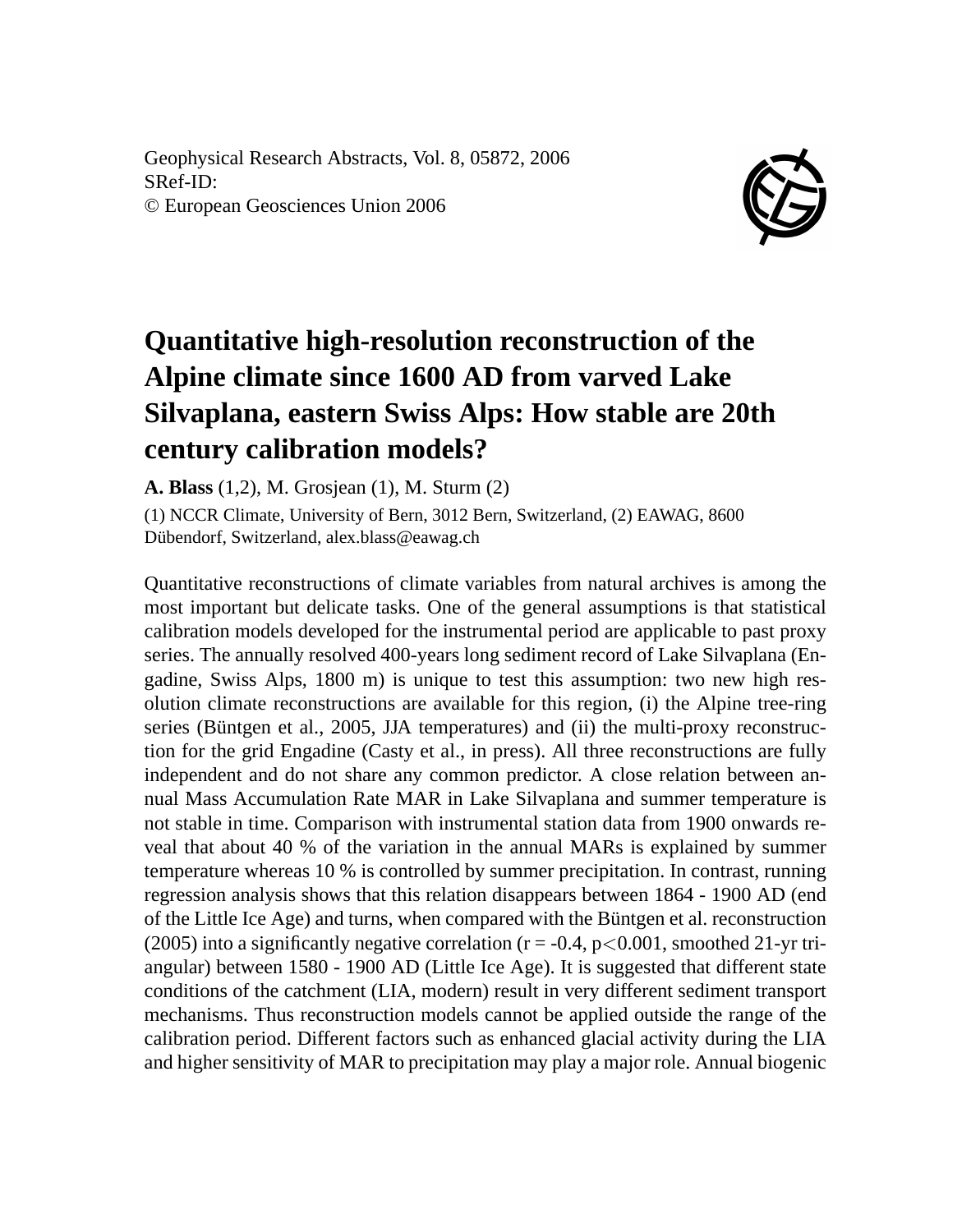Geophysical Research Abstracts, Vol. 8, 05872, 2006
SRef-ID:
© European Geosciences Union 2006

# Quantitative high-resolution reconstruction of the Alpine climate since 1600 AD from varved Lake Silvaplana, eastern Swiss Alps: How stable are 20th century calibration models?

**A. Blass** (1,2), M. Grosjean (1), M. Sturm (2)

(1) NCCR Climate, University of Bern, 3012 Bern, Switzerland, (2) EAWAG, 8600 Dübendorf, Switzerland, alex.blass@eawag.ch

Quantitative reconstructions of climate variables from natural archives is among the most important but delicate tasks. One of the general assumptions is that statistical calibration models developed for the instrumental period are applicable to past proxy series. The annually resolved 400-years long sediment record of Lake Silvaplana (Engadine, Swiss Alps, 1800 m) is unique to test this assumption: two new high resolution climate reconstructions are available for this region, (i) the Alpine tree-ring series (Büntgen et al., 2005, JJA temperatures) and (ii) the multi-proxy reconstruction for the grid Engadine (Casty et al., in press). All three reconstructions are fully independent and do not share any common predictor. A close relation between annual Mass Accumulation Rate MAR in Lake Silvaplana and summer temperature is not stable in time. Comparison with instrumental station data from 1900 onwards reveal that about 40 % of the variation in the annual MARs is explained by summer temperature whereas 10 % is controlled by summer precipitation. In contrast, running regression analysis shows that this relation disappears between 1864 - 1900 AD (end of the Little Ice Age) and turns, when compared with the Büntgen et al. reconstruction (2005) into a significantly negative correlation ($r = -0.4$, $p<0.001$, smoothed 21-yr triangular) between 1580 - 1900 AD (Little Ice Age). It is suggested that different state conditions of the catchment (LIA, modern) result in very different sediment transport mechanisms. Thus reconstruction models cannot be applied outside the range of the calibration period. Different factors such as enhanced glacial activity during the LIA and higher sensitivity of MAR to precipitation may play a major role. Annual biogenic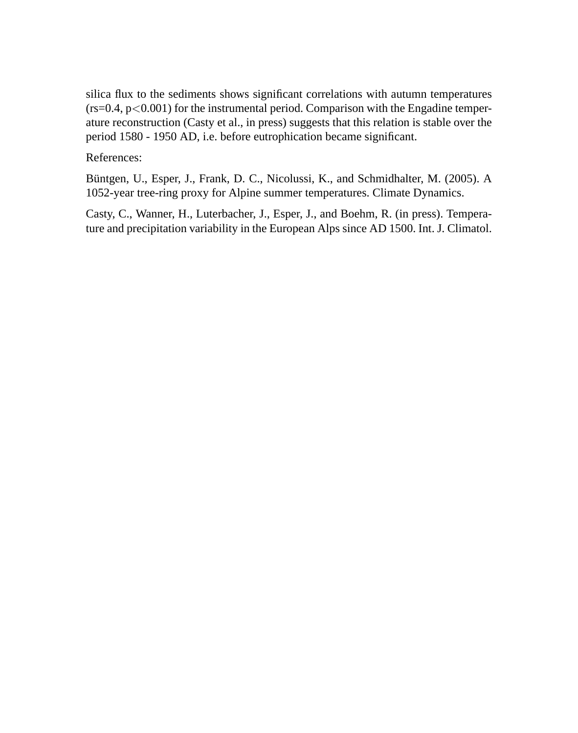silica flux to the sediments shows significant correlations with autumn temperatures ($r_s=0.4$, $p<0.001$) for the instrumental period. Comparison with the Engadine temperature reconstruction (Casty et al., in press) suggests that this relation is stable over the period 1580 - 1950 AD, i.e. before eutrophication became significant.

References:

Büntgen, U., Esper, J., Frank, D. C., Nicolussi, K., and Schmidhalter, M. (2005). A 1052-year tree-ring proxy for Alpine summer temperatures. Climate Dynamics.

Casty, C., Wanner, H., Luterbacher, J., Esper, J., and Boehm, R. (in press). Temperature and precipitation variability in the European Alps since AD 1500. Int. J. Climatol.